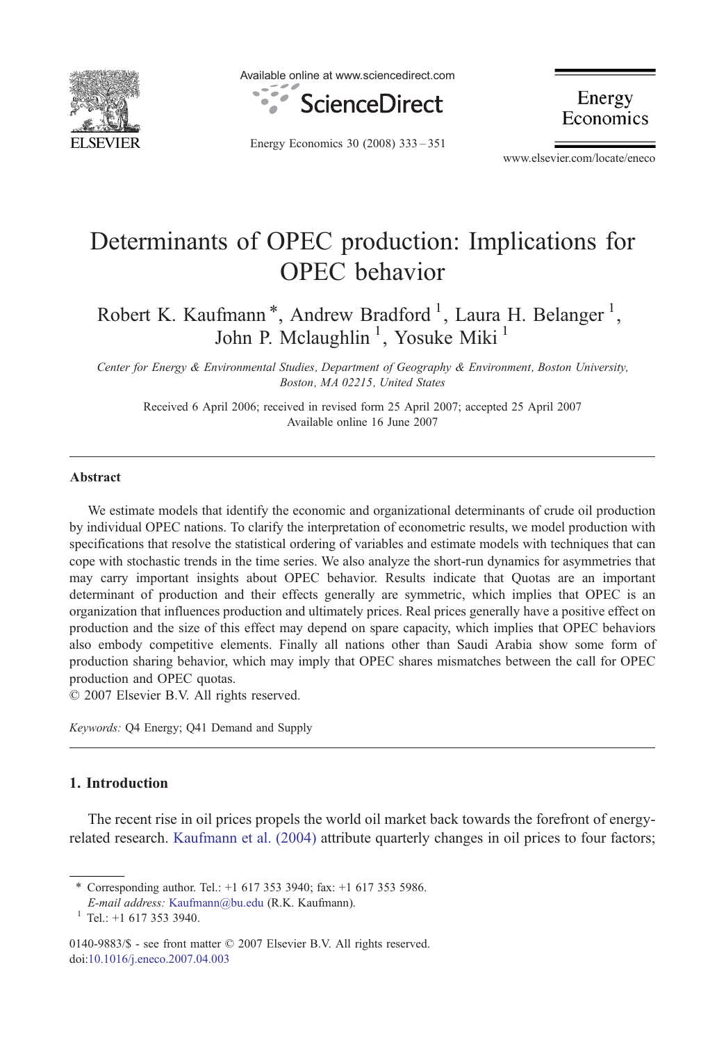# Determinants of OPEC production: Implications for OPEC behavior

Robert K. Kaufmann *, Andrew Bradford [1], Laura H. Belanger [1], John P. Mclaughlin [1], Yosuke Miki [1]

*Center for Energy & Environmental Studies, Department of Geography & Environment, Boston University, Boston, MA 02215, United States*

Received 6 April 2006; received in revised form 25 April 2007; accepted 25 April 2007
Available online 16 June 2007

## Abstract

We estimate models that identify the economic and organizational determinants of crude oil production by individual OPEC nations. To clarify the interpretation of econometric results, we model production with specifications that resolve the statistical ordering of variables and estimate models with techniques that can cope with stochastic trends in the time series. We also analyze the short-run dynamics for asymmetries that may carry important insights about OPEC behavior. Results indicate that Quotas are an important determinant of production and their effects generally are symmetric, which implies that OPEC is an organization that influences production and ultimately prices. Real prices generally have a positive effect on production and the size of this effect may depend on spare capacity, which implies that OPEC behaviors also embody competitive elements. Finally all nations other than Saudi Arabia show some form of production sharing behavior, which may imply that OPEC shares mismatches between the call for OPEC production and OPEC quotas.

© 2007 Elsevier B.V. All rights reserved.

*Keywords:* Q4 Energy; Q41 Demand and Supply

## 1. Introduction

The recent rise in oil prices propels the world oil market back towards the forefront of energy-related research. Kaufmann et al. (2004) attribute quarterly changes in oil prices to four factors;

* Corresponding author. Tel.: +1 617 353 3940; fax: +1 617 353 5986.
*E-mail address:* Kaufmann@bu.edu (R.K. Kaufmann).
[1] Tel.: +1 617 353 3940.

0140-9883/$ - see front matter © 2007 Elsevier B.V. All rights reserved.
doi:10.1016/j.eneco.2007.04.003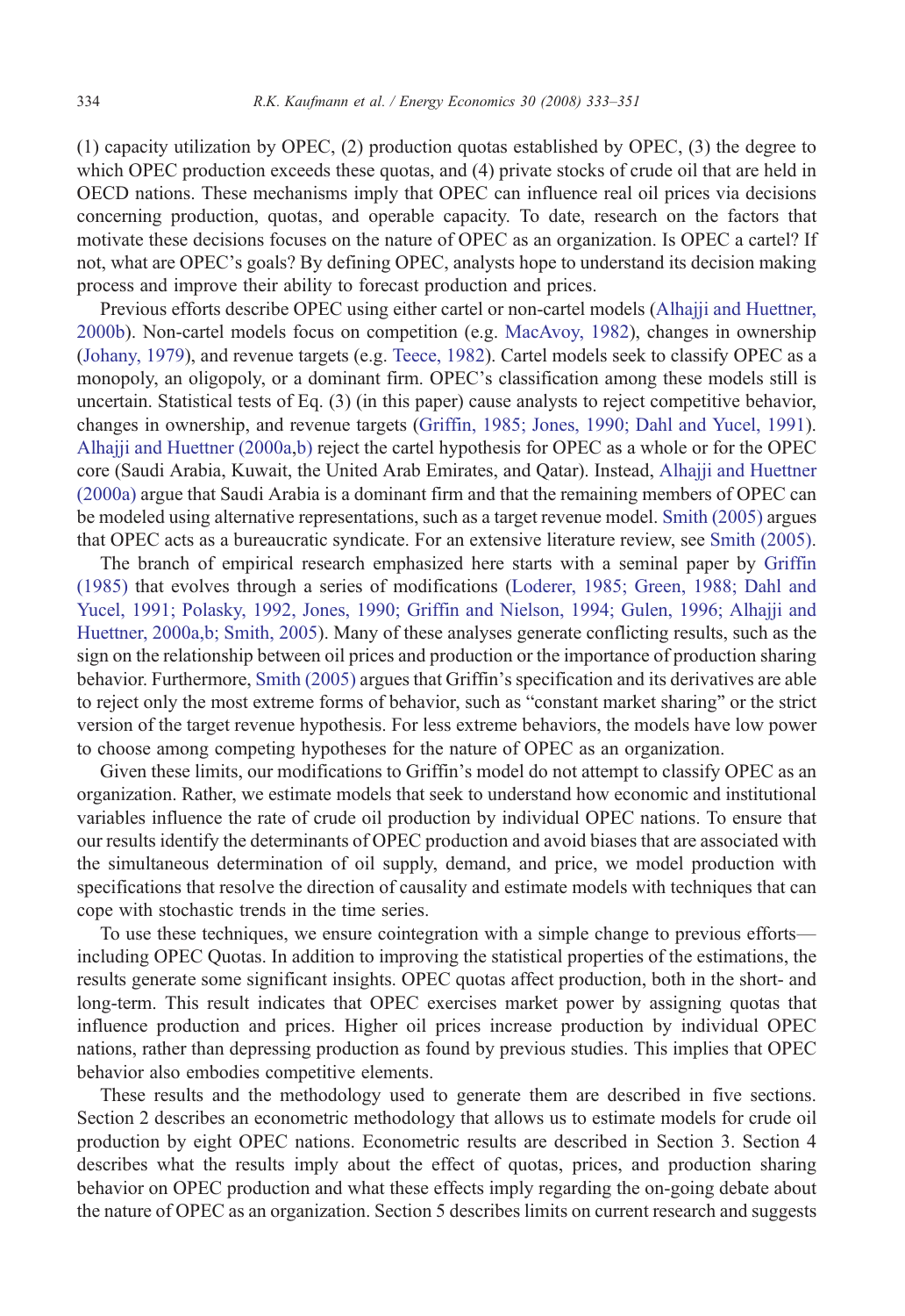(1) capacity utilization by OPEC, (2) production quotas established by OPEC, (3) the degree to which OPEC production exceeds these quotas, and (4) private stocks of crude oil that are held in OECD nations. These mechanisms imply that OPEC can influence real oil prices via decisions concerning production, quotas, and operable capacity. To date, research on the factors that motivate these decisions focuses on the nature of OPEC as an organization. Is OPEC a cartel? If not, what are OPEC's goals? By defining OPEC, analysts hope to understand its decision making process and improve their ability to forecast production and prices.

Previous efforts describe OPEC using either cartel or non-cartel models (Alhajji and Huettner, 2000b). Non-cartel models focus on competition (e.g. MacAvoy, 1982), changes in ownership (Johany, 1979), and revenue targets (e.g. Teece, 1982). Cartel models seek to classify OPEC as a monopoly, an oligopoly, or a dominant firm. OPEC's classification among these models still is uncertain. Statistical tests of Eq. (3) (in this paper) cause analysts to reject competitive behavior, changes in ownership, and revenue targets (Griffin, 1985; Jones, 1990; Dahl and Yucel, 1991). Alhajji and Huettner (2000a,b) reject the cartel hypothesis for OPEC as a whole or for the OPEC core (Saudi Arabia, Kuwait, the United Arab Emirates, and Qatar). Instead, Alhajji and Huettner (2000a) argue that Saudi Arabia is a dominant firm and that the remaining members of OPEC can be modeled using alternative representations, such as a target revenue model. Smith (2005) argues that OPEC acts as a bureaucratic syndicate. For an extensive literature review, see Smith (2005).

The branch of empirical research emphasized here starts with a seminal paper by Griffin (1985) that evolves through a series of modifications (Loderer, 1985; Green, 1988; Dahl and Yucel, 1991; Polasky, 1992, Jones, 1990; Griffin and Nielson, 1994; Gulen, 1996; Alhajji and Huettner, 2000a,b; Smith, 2005). Many of these analyses generate conflicting results, such as the sign on the relationship between oil prices and production or the importance of production sharing behavior. Furthermore, Smith (2005) argues that Griffin's specification and its derivatives are able to reject only the most extreme forms of behavior, such as "constant market sharing" or the strict version of the target revenue hypothesis. For less extreme behaviors, the models have low power to choose among competing hypotheses for the nature of OPEC as an organization.

Given these limits, our modifications to Griffin's model do not attempt to classify OPEC as an organization. Rather, we estimate models that seek to understand how economic and institutional variables influence the rate of crude oil production by individual OPEC nations. To ensure that our results identify the determinants of OPEC production and avoid biases that are associated with the simultaneous determination of oil supply, demand, and price, we model production with specifications that resolve the direction of causality and estimate models with techniques that can cope with stochastic trends in the time series.

To use these techniques, we ensure cointegration with a simple change to previous efforts—including OPEC Quotas. In addition to improving the statistical properties of the estimations, the results generate some significant insights. OPEC quotas affect production, both in the short- and long-term. This result indicates that OPEC exercises market power by assigning quotas that influence production and prices. Higher oil prices increase production by individual OPEC nations, rather than depressing production as found by previous studies. This implies that OPEC behavior also embodies competitive elements.

These results and the methodology used to generate them are described in five sections. Section 2 describes an econometric methodology that allows us to estimate models for crude oil production by eight OPEC nations. Econometric results are described in Section 3. Section 4 describes what the results imply about the effect of quotas, prices, and production sharing behavior on OPEC production and what these effects imply regarding the on-going debate about the nature of OPEC as an organization. Section 5 describes limits on current research and suggests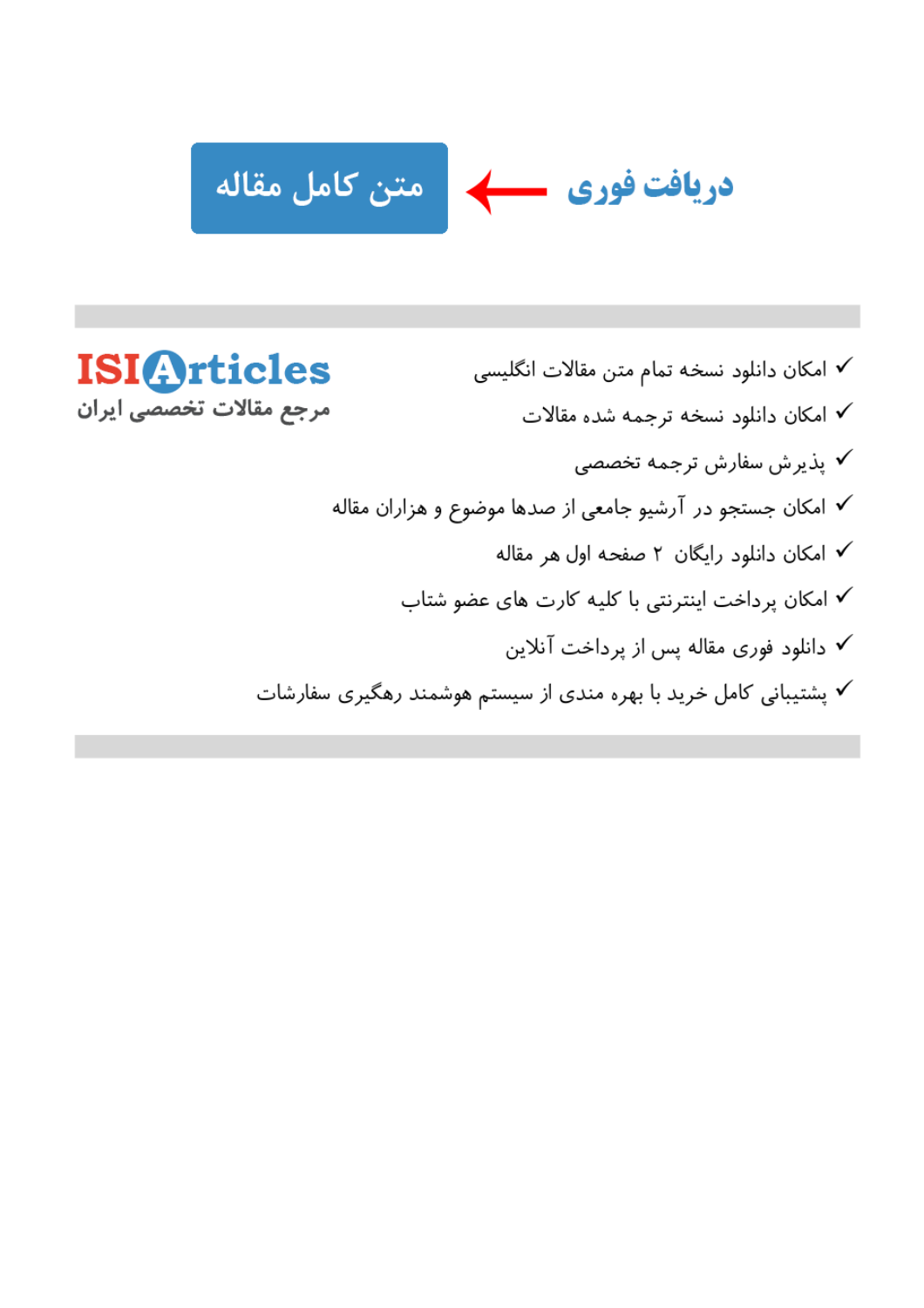دریافت فوری ← متن کامل مقاله

**ISIArticles**
مرجع مقالات تخصصی ایران

- ✓ امکان دانلود نسخه تمام متن مقالات انگلیسی
- ✓ امکان دانلود نسخه ترجمه شده مقالات
- ✓ پذیرش سفارش ترجمه تخصصی
- ✓ امکان جستجو در آرشیو جامعی از صدها موضوع و هزاران مقاله
- ✓ امکان دانلود رایگان ۲ صفحه اول هر مقاله
- ✓ امکان پرداخت اینترنتی با کلیه کارت های عضو شتاب
- ✓ دانلود فوری مقاله پس از پرداخت آنلاین
- ✓ پشتیبانی کامل خرید با بهره مندی از سیستم هوشمند رهگیری سفارشات